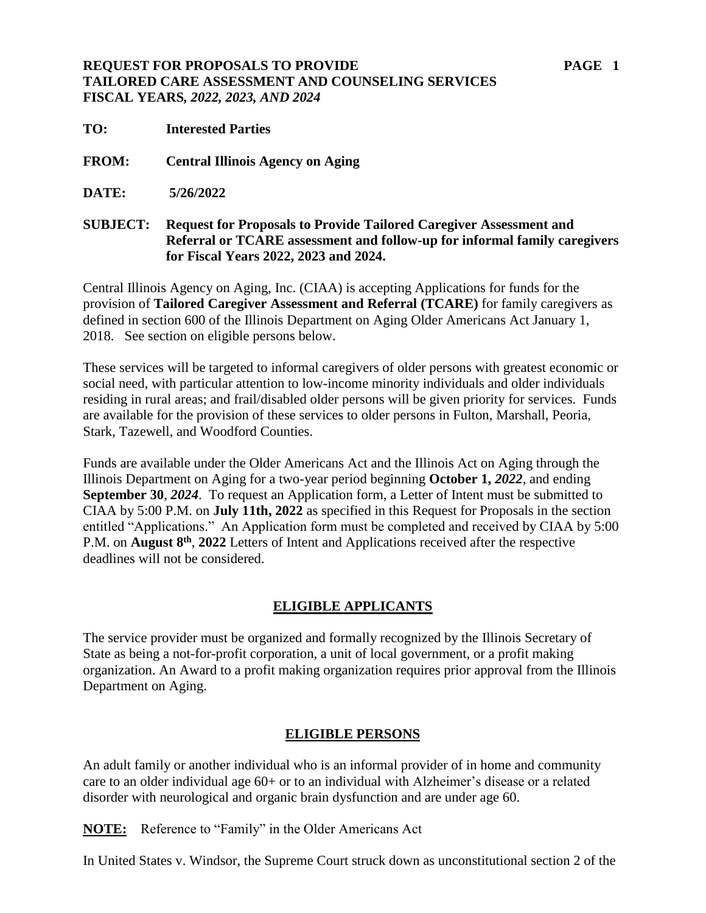**REQUEST FOR PROPOSALS TO PROVIDE TAILORED CARE ASSESSMENT AND COUNSELING SERVICES FISCAL YEARS, *2022, 2023, AND 2024***

**TO:** **Interested Parties**

**FROM:** **Central Illinois Agency on Aging**

**DATE:** **5/26/2022**

**SUBJECT:** **Request for Proposals to Provide Tailored Caregiver Assessment and Referral or TCARE assessment and follow-up for informal family caregivers for Fiscal Years 2022, 2023 and 2024.**

Central Illinois Agency on Aging, Inc. (CIAA) is accepting Applications for funds for the provision of **Tailored Caregiver Assessment and Referral (TCARE)** for family caregivers as defined in section 600 of the Illinois Department on Aging Older Americans Act January 1, 2018. See section on eligible persons below.

These services will be targeted to informal caregivers of older persons with greatest economic or social need, with particular attention to low-income minority individuals and older individuals residing in rural areas; and frail/disabled older persons will be given priority for services. Funds are available for the provision of these services to older persons in Fulton, Marshall, Peoria, Stark, Tazewell, and Woodford Counties.

Funds are available under the Older Americans Act and the Illinois Act on Aging through the Illinois Department on Aging for a two-year period beginning **October 1, *2022***, and ending **September 30**, ***2024***. To request an Application form, a Letter of Intent must be submitted to CIAA by 5:00 P.M. on **July 11th, 2022** as specified in this Request for Proposals in the section entitled "Applications." An Application form must be completed and received by CIAA by 5:00 P.M. on **August 8th**, **2022** Letters of Intent and Applications received after the respective deadlines will not be considered.

## ELIGIBLE APPLICANTS

The service provider must be organized and formally recognized by the Illinois Secretary of State as being a not-for-profit corporation, a unit of local government, or a profit making organization. An Award to a profit making organization requires prior approval from the Illinois Department on Aging.

## ELIGIBLE PERSONS

An adult family or another individual who is an informal provider of in home and community care to an older individual age 60+ or to an individual with Alzheimer's disease or a related disorder with neurological and organic brain dysfunction and are under age 60.

**NOTE:** Reference to "Family" in the Older Americans Act

In United States v. Windsor, the Supreme Court struck down as unconstitutional section 2 of the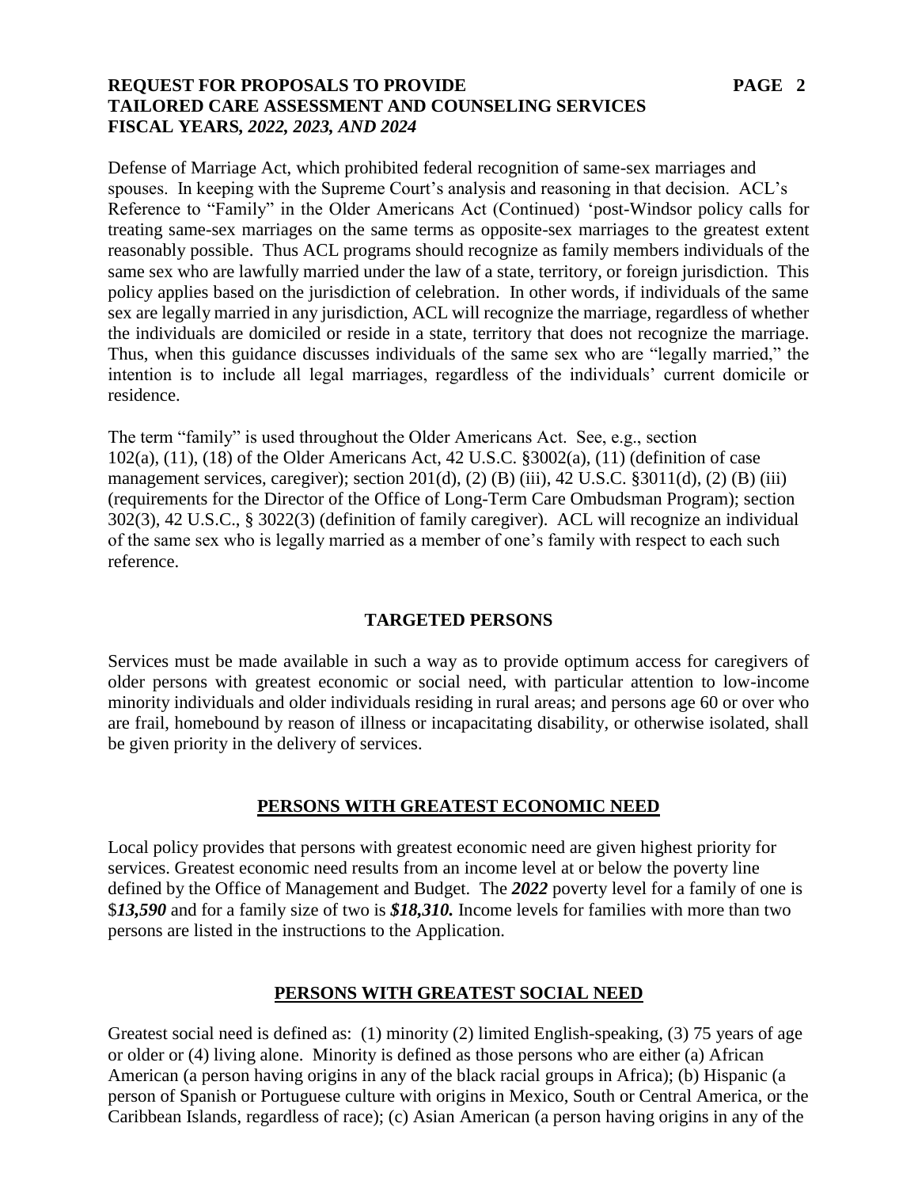Defense of Marriage Act, which prohibited federal recognition of same-sex marriages and spouses. In keeping with the Supreme Court's analysis and reasoning in that decision. ACL's Reference to "Family" in the Older Americans Act (Continued) 'post-Windsor policy calls for treating same-sex marriages on the same terms as opposite-sex marriages to the greatest extent reasonably possible. Thus ACL programs should recognize as family members individuals of the same sex who are lawfully married under the law of a state, territory, or foreign jurisdiction. This policy applies based on the jurisdiction of celebration. In other words, if individuals of the same sex are legally married in any jurisdiction, ACL will recognize the marriage, regardless of whether the individuals are domiciled or reside in a state, territory that does not recognize the marriage. Thus, when this guidance discusses individuals of the same sex who are "legally married," the intention is to include all legal marriages, regardless of the individuals' current domicile or residence.

The term "family" is used throughout the Older Americans Act. See, e.g., section 102(a), (11), (18) of the Older Americans Act, 42 U.S.C. §3002(a), (11) (definition of case management services, caregiver); section 201(d), (2) (B) (iii), 42 U.S.C. §3011(d), (2) (B) (iii) (requirements for the Director of the Office of Long-Term Care Ombudsman Program); section 302(3), 42 U.S.C., § 3022(3) (definition of family caregiver). ACL will recognize an individual of the same sex who is legally married as a member of one's family with respect to each such reference.

## TARGETED PERSONS

Services must be made available in such a way as to provide optimum access for caregivers of older persons with greatest economic or social need, with particular attention to low-income minority individuals and older individuals residing in rural areas; and persons age 60 or over who are frail, homebound by reason of illness or incapacitating disability, or otherwise isolated, shall be given priority in the delivery of services.

## PERSONS WITH GREATEST ECONOMIC NEED

Local policy provides that persons with greatest economic need are given highest priority for services. Greatest economic need results from an income level at or below the poverty line defined by the Office of Management and Budget. The ***2022*** poverty level for a family of one is $***13,590*** and for a family size of two is ***$18,310.*** Income levels for families with more than two persons are listed in the instructions to the Application.

## PERSONS WITH GREATEST SOCIAL NEED

Greatest social need is defined as: (1) minority (2) limited English-speaking, (3) 75 years of age or older or (4) living alone. Minority is defined as those persons who are either (a) African American (a person having origins in any of the black racial groups in Africa); (b) Hispanic (a person of Spanish or Portuguese culture with origins in Mexico, South or Central America, or the Caribbean Islands, regardless of race); (c) Asian American (a person having origins in any of the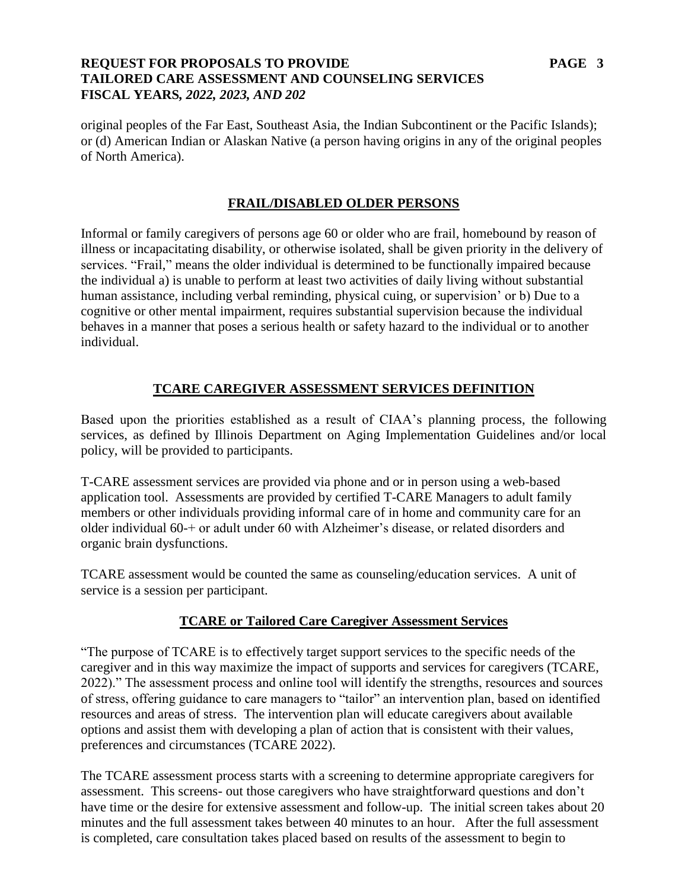original peoples of the Far East, Southeast Asia, the Indian Subcontinent or the Pacific Islands); or (d) American Indian or Alaskan Native (a person having origins in any of the original peoples of North America).

## FRAIL/DISABLED OLDER PERSONS

Informal or family caregivers of persons age 60 or older who are frail, homebound by reason of illness or incapacitating disability, or otherwise isolated, shall be given priority in the delivery of services. "Frail," means the older individual is determined to be functionally impaired because the individual a) is unable to perform at least two activities of daily living without substantial human assistance, including verbal reminding, physical cuing, or supervision' or b) Due to a cognitive or other mental impairment, requires substantial supervision because the individual behaves in a manner that poses a serious health or safety hazard to the individual or to another individual.

## TCARE CAREGIVER ASSESSMENT SERVICES DEFINITION

Based upon the priorities established as a result of CIAA's planning process, the following services, as defined by Illinois Department on Aging Implementation Guidelines and/or local policy, will be provided to participants.

T-CARE assessment services are provided via phone and or in person using a web-based application tool. Assessments are provided by certified T-CARE Managers to adult family members or other individuals providing informal care of in home and community care for an older individual 60-+ or adult under 60 with Alzheimer's disease, or related disorders and organic brain dysfunctions.

TCARE assessment would be counted the same as counseling/education services. A unit of service is a session per participant.

## TCARE or Tailored Care Caregiver Assessment Services

"The purpose of TCARE is to effectively target support services to the specific needs of the caregiver and in this way maximize the impact of supports and services for caregivers (TCARE, 2022)." The assessment process and online tool will identify the strengths, resources and sources of stress, offering guidance to care managers to "tailor" an intervention plan, based on identified resources and areas of stress. The intervention plan will educate caregivers about available options and assist them with developing a plan of action that is consistent with their values, preferences and circumstances (TCARE 2022).

The TCARE assessment process starts with a screening to determine appropriate caregivers for assessment. This screens- out those caregivers who have straightforward questions and don't have time or the desire for extensive assessment and follow-up. The initial screen takes about 20 minutes and the full assessment takes between 40 minutes to an hour. After the full assessment is completed, care consultation takes placed based on results of the assessment to begin to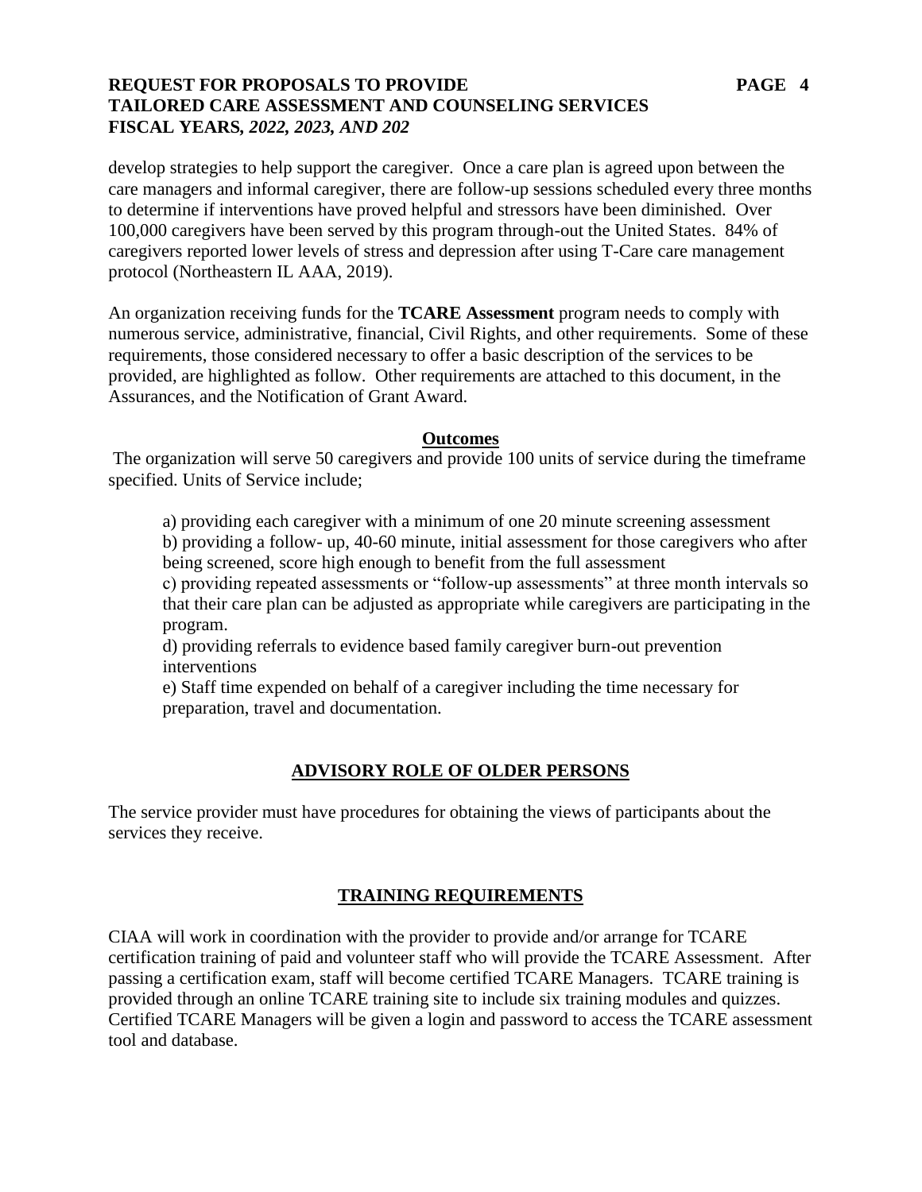develop strategies to help support the caregiver. Once a care plan is agreed upon between the care managers and informal caregiver, there are follow-up sessions scheduled every three months to determine if interventions have proved helpful and stressors have been diminished. Over 100,000 caregivers have been served by this program through-out the United States. 84% of caregivers reported lower levels of stress and depression after using T-Care care management protocol (Northeastern IL AAA, 2019).

An organization receiving funds for the **TCARE Assessment** program needs to comply with numerous service, administrative, financial, Civil Rights, and other requirements. Some of these requirements, those considered necessary to offer a basic description of the services to be provided, are highlighted as follow. Other requirements are attached to this document, in the Assurances, and the Notification of Grant Award.

**Outcomes**

The organization will serve 50 caregivers and provide 100 units of service during the timeframe specified. Units of Service include;

a) providing each caregiver with a minimum of one 20 minute screening assessment
b) providing a follow- up, 40-60 minute, initial assessment for those caregivers who after being screened, score high enough to benefit from the full assessment
c) providing repeated assessments or "follow-up assessments" at three month intervals so that their care plan can be adjusted as appropriate while caregivers are participating in the program.
d) providing referrals to evidence based family caregiver burn-out prevention interventions
e) Staff time expended on behalf of a caregiver including the time necessary for preparation, travel and documentation.

## ADVISORY ROLE OF OLDER PERSONS

The service provider must have procedures for obtaining the views of participants about the services they receive.

## TRAINING REQUIREMENTS

CIAA will work in coordination with the provider to provide and/or arrange for TCARE certification training of paid and volunteer staff who will provide the TCARE Assessment. After passing a certification exam, staff will become certified TCARE Managers. TCARE training is provided through an online TCARE training site to include six training modules and quizzes. Certified TCARE Managers will be given a login and password to access the TCARE assessment tool and database.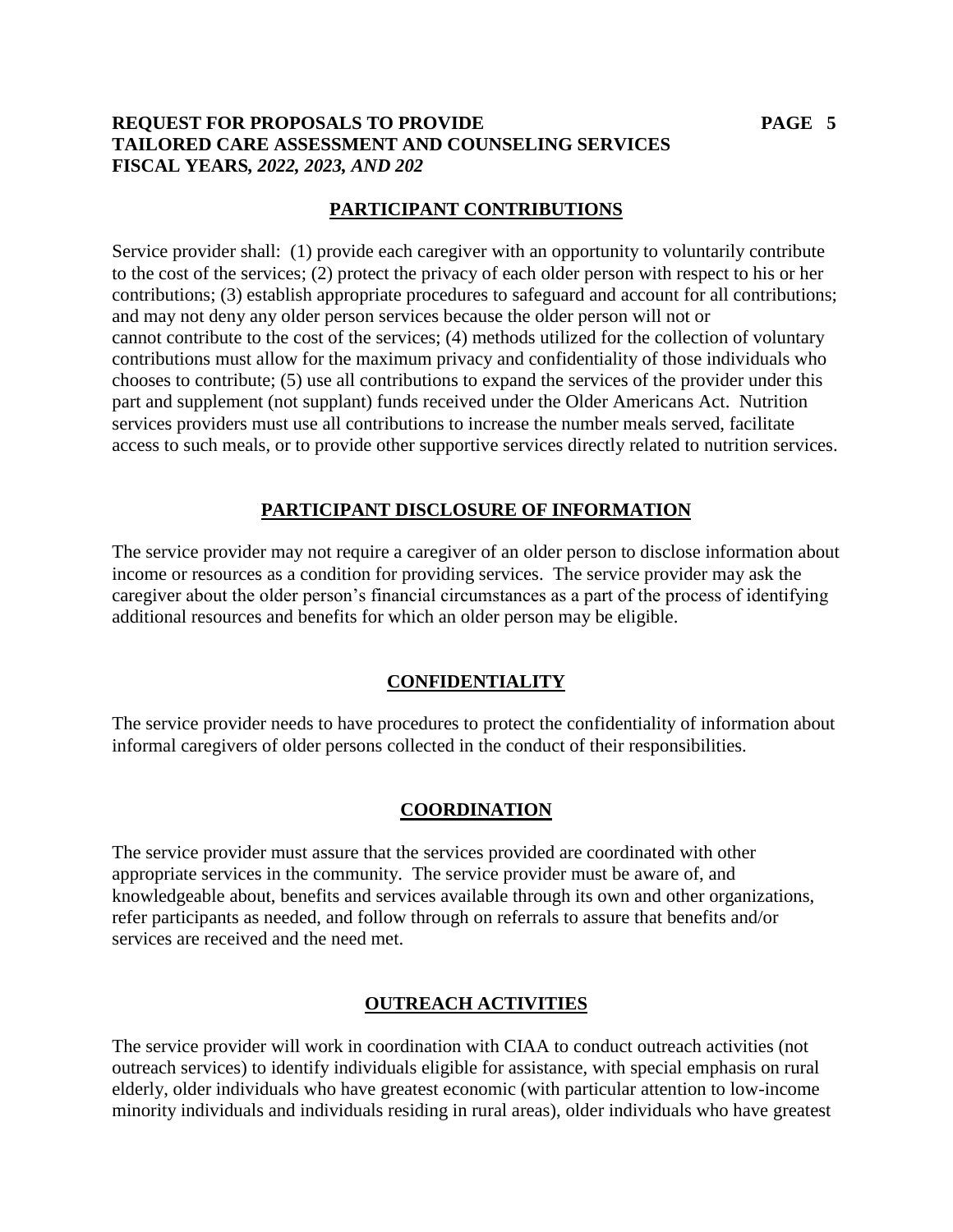## PARTICIPANT CONTRIBUTIONS

Service provider shall: (1) provide each caregiver with an opportunity to voluntarily contribute to the cost of the services; (2) protect the privacy of each older person with respect to his or her contributions; (3) establish appropriate procedures to safeguard and account for all contributions; and may not deny any older person services because the older person will not or cannot contribute to the cost of the services; (4) methods utilized for the collection of voluntary contributions must allow for the maximum privacy and confidentiality of those individuals who chooses to contribute; (5) use all contributions to expand the services of the provider under this part and supplement (not supplant) funds received under the Older Americans Act. Nutrition services providers must use all contributions to increase the number meals served, facilitate access to such meals, or to provide other supportive services directly related to nutrition services.

## PARTICIPANT DISCLOSURE OF INFORMATION

The service provider may not require a caregiver of an older person to disclose information about income or resources as a condition for providing services. The service provider may ask the caregiver about the older person's financial circumstances as a part of the process of identifying additional resources and benefits for which an older person may be eligible.

## CONFIDENTIALITY

The service provider needs to have procedures to protect the confidentiality of information about informal caregivers of older persons collected in the conduct of their responsibilities.

## COORDINATION

The service provider must assure that the services provided are coordinated with other appropriate services in the community. The service provider must be aware of, and knowledgeable about, benefits and services available through its own and other organizations, refer participants as needed, and follow through on referrals to assure that benefits and/or services are received and the need met.

## OUTREACH ACTIVITIES

The service provider will work in coordination with CIAA to conduct outreach activities (not outreach services) to identify individuals eligible for assistance, with special emphasis on rural elderly, older individuals who have greatest economic (with particular attention to low-income minority individuals and individuals residing in rural areas), older individuals who have greatest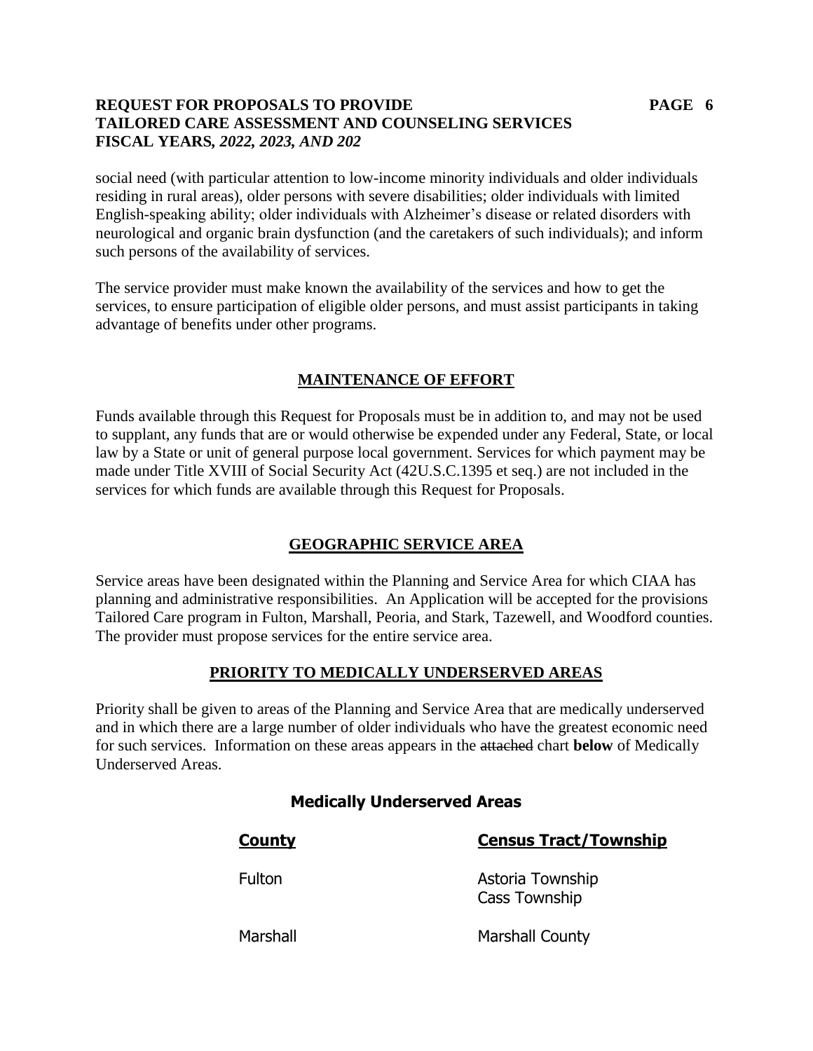social need (with particular attention to low-income minority individuals and older individuals residing in rural areas), older persons with severe disabilities; older individuals with limited English-speaking ability; older individuals with Alzheimer's disease or related disorders with neurological and organic brain dysfunction (and the caretakers of such individuals); and inform such persons of the availability of services.

The service provider must make known the availability of the services and how to get the services, to ensure participation of eligible older persons, and must assist participants in taking advantage of benefits under other programs.

## MAINTENANCE OF EFFORT

Funds available through this Request for Proposals must be in addition to, and may not be used to supplant, any funds that are or would otherwise be expended under any Federal, State, or local law by a State or unit of general purpose local government. Services for which payment may be made under Title XVIII of Social Security Act (42U.S.C.1395 et seq.) are not included in the services for which funds are available through this Request for Proposals.

## GEOGRAPHIC SERVICE AREA

Service areas have been designated within the Planning and Service Area for which CIAA has planning and administrative responsibilities. An Application will be accepted for the provisions Tailored Care program in Fulton, Marshall, Peoria, and Stark, Tazewell, and Woodford counties. The provider must propose services for the entire service area.

## PRIORITY TO MEDICALLY UNDERSERVED AREAS

Priority shall be given to areas of the Planning and Service Area that are medically underserved and in which there are a large number of older individuals who have the greatest economic need for such services. Information on these areas appears in the ~~attached~~ chart **below** of Medically Underserved Areas.

### Medically Underserved Areas

| County | Census Tract/Township |
|---|---|
| Fulton | Astoria Township<br>Cass Township |
| Marshall | Marshall County |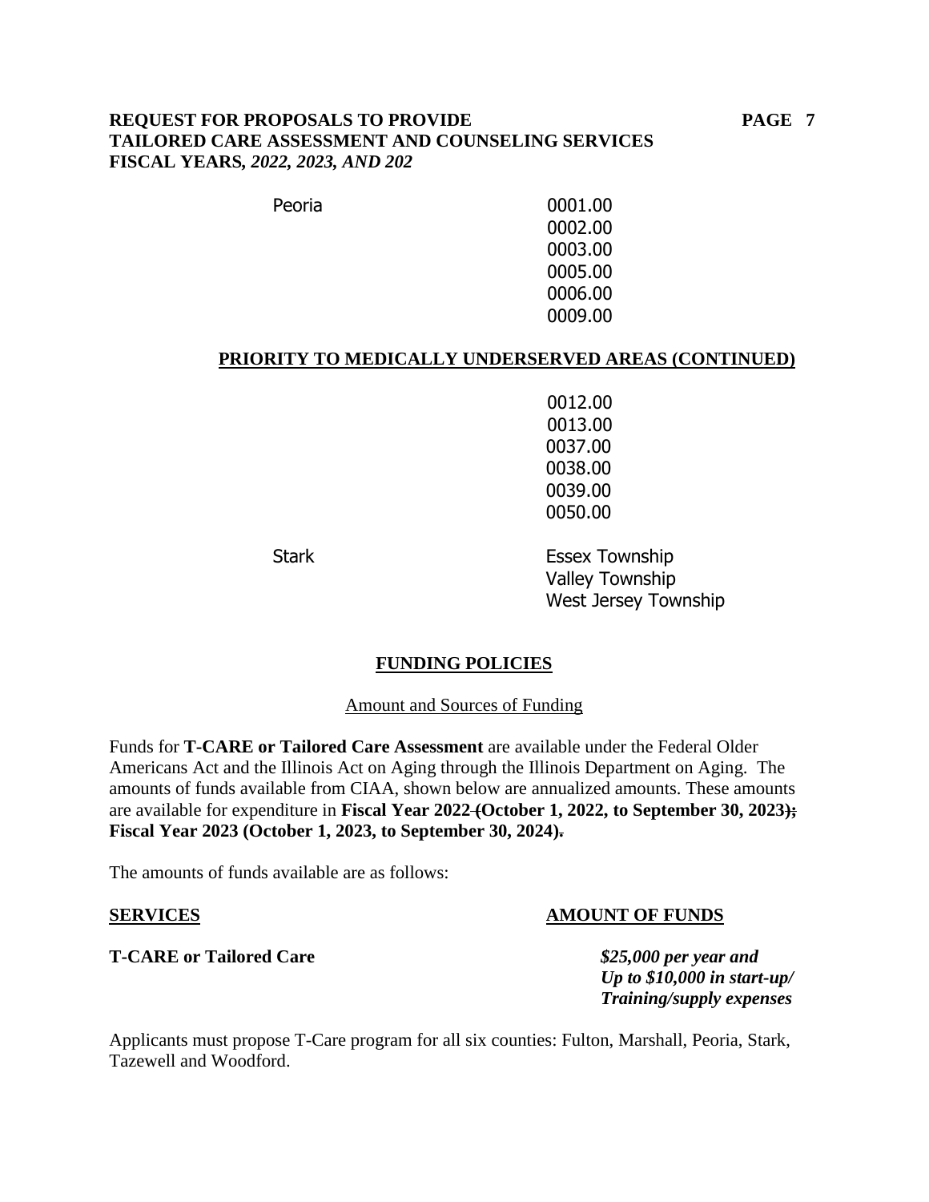| | |
|---|---|
| Peoria | 0001.00 |
| | 0002.00 |
| | 0003.00 |
| | 0005.00 |
| | 0006.00 |
| | 0009.00 |

**PRIORITY TO MEDICALLY UNDERSERVED AREAS (CONTINUED)**

| | |
|---|---|
| | 0012.00 |
| | 0013.00 |
| | 0037.00 |
| | 0038.00 |
| | 0039.00 |
| | 0050.00 |
| Stark | Essex Township |
| | Valley Township |
| | West Jersey Township |

## FUNDING POLICIES

### Amount and Sources of Funding

Funds for **T-CARE or Tailored Care Assessment** are available under the Federal Older Americans Act and the Illinois Act on Aging through the Illinois Department on Aging. The amounts of funds available from CIAA, shown below are annualized amounts. These amounts are available for expenditure in **Fiscal Year 2022 (October 1, 2022, to September 30, 2023); Fiscal Year 2023 (October 1, 2023, to September 30, 2024).**

The amounts of funds available are as follows:

| **SERVICES** | **AMOUNT OF FUNDS** |
|---|---|
| **T-CARE or Tailored Care** | ***$25,000 per year and Up to $10,000 in start-up/ Training/supply expenses*** |

Applicants must propose T-Care program for all six counties: Fulton, Marshall, Peoria, Stark, Tazewell and Woodford.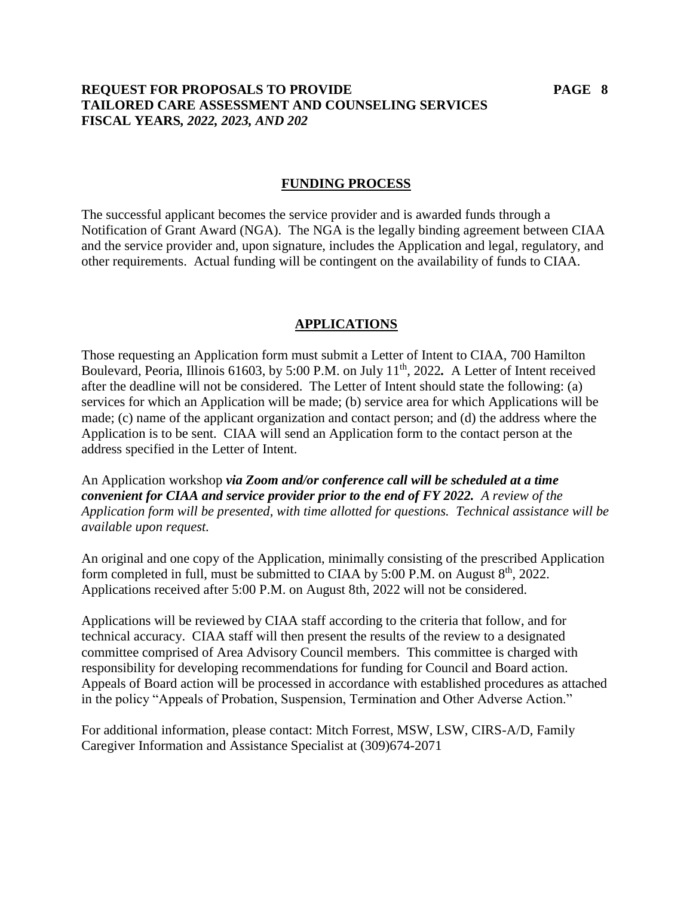## FUNDING PROCESS

The successful applicant becomes the service provider and is awarded funds through a Notification of Grant Award (NGA). The NGA is the legally binding agreement between CIAA and the service provider and, upon signature, includes the Application and legal, regulatory, and other requirements. Actual funding will be contingent on the availability of funds to CIAA.

## APPLICATIONS

Those requesting an Application form must submit a Letter of Intent to CIAA, 700 Hamilton Boulevard, Peoria, Illinois 61603, by 5:00 P.M. on July 11th, 2022**.** A Letter of Intent received after the deadline will not be considered. The Letter of Intent should state the following: (a) services for which an Application will be made; (b) service area for which Applications will be made; (c) name of the applicant organization and contact person; and (d) the address where the Application is to be sent. CIAA will send an Application form to the contact person at the address specified in the Letter of Intent.

An Application workshop ***via Zoom and/or conference call will be scheduled at a time convenient for CIAA and service provider prior to the end of FY 2022.*** *A review of the Application form will be presented, with time allotted for questions. Technical assistance will be available upon request.*

An original and one copy of the Application, minimally consisting of the prescribed Application form completed in full, must be submitted to CIAA by 5:00 P.M. on August 8th, 2022. Applications received after 5:00 P.M. on August 8th, 2022 will not be considered.

Applications will be reviewed by CIAA staff according to the criteria that follow, and for technical accuracy. CIAA staff will then present the results of the review to a designated committee comprised of Area Advisory Council members. This committee is charged with responsibility for developing recommendations for funding for Council and Board action. Appeals of Board action will be processed in accordance with established procedures as attached in the policy "Appeals of Probation, Suspension, Termination and Other Adverse Action."

For additional information, please contact: Mitch Forrest, MSW, LSW, CIRS-A/D, Family Caregiver Information and Assistance Specialist at (309)674-2071